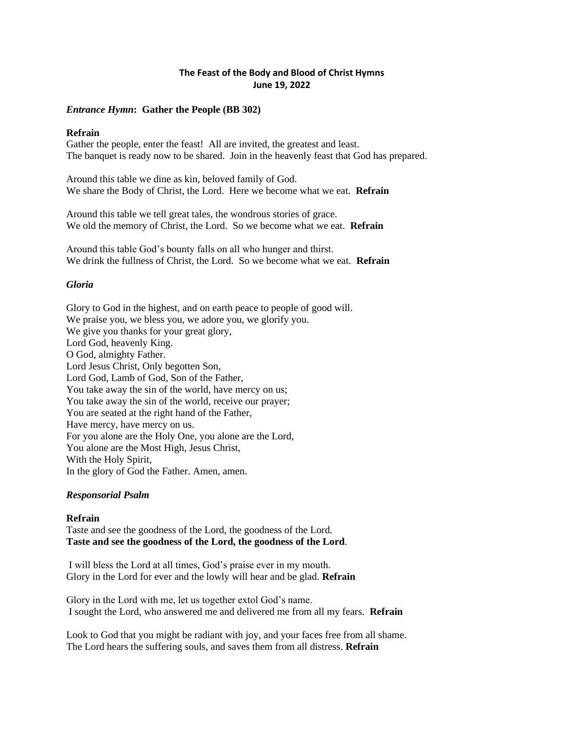# The Feast of the Body and Blood of Christ Hymns
## June 19, 2022

***Entrance Hymn*: Gather the People (BB 302)**

**Refrain**
Gather the people, enter the feast! All are invited, the greatest and least.
The banquet is ready now to be shared. Join in the heavenly feast that God has prepared.

Around this table we dine as kin, beloved family of God.
We share the Body of Christ, the Lord. Here we become what we eat. **Refrain**

Around this table we tell great tales, the wondrous stories of grace.
We old the memory of Christ, the Lord. So we become what we eat. **Refrain**

Around this table God's bounty falls on all who hunger and thirst.
We drink the fullness of Christ, the Lord. So we become what we eat. **Refrain**

***Gloria***

Glory to God in the highest, and on earth peace to people of good will.
We praise you, we bless you, we adore you, we glorify you.
We give you thanks for your great glory,
Lord God, heavenly King.
O God, almighty Father.
Lord Jesus Christ, Only begotten Son,
Lord God, Lamb of God, Son of the Father,
You take away the sin of the world, have mercy on us;
You take away the sin of the world, receive our prayer;
You are seated at the right hand of the Father,
Have mercy, have mercy on us.
For you alone are the Holy One, you alone are the Lord,
You alone are the Most High, Jesus Christ,
With the Holy Spirit,
In the glory of God the Father. Amen, amen.

***Responsorial Psalm***

**Refrain**
Taste and see the goodness of the Lord, the goodness of the Lord.
**Taste and see the goodness of the Lord, the goodness of the Lord**.

I will bless the Lord at all times, God's praise ever in my mouth.
Glory in the Lord for ever and the lowly will hear and be glad. **Refrain**

Glory in the Lord with me, let us together extol God's name.
I sought the Lord, who answered me and delivered me from all my fears. **Refrain**

Look to God that you might be radiant with joy, and your faces free from all shame.
The Lord hears the suffering souls, and saves them from all distress. **Refrain**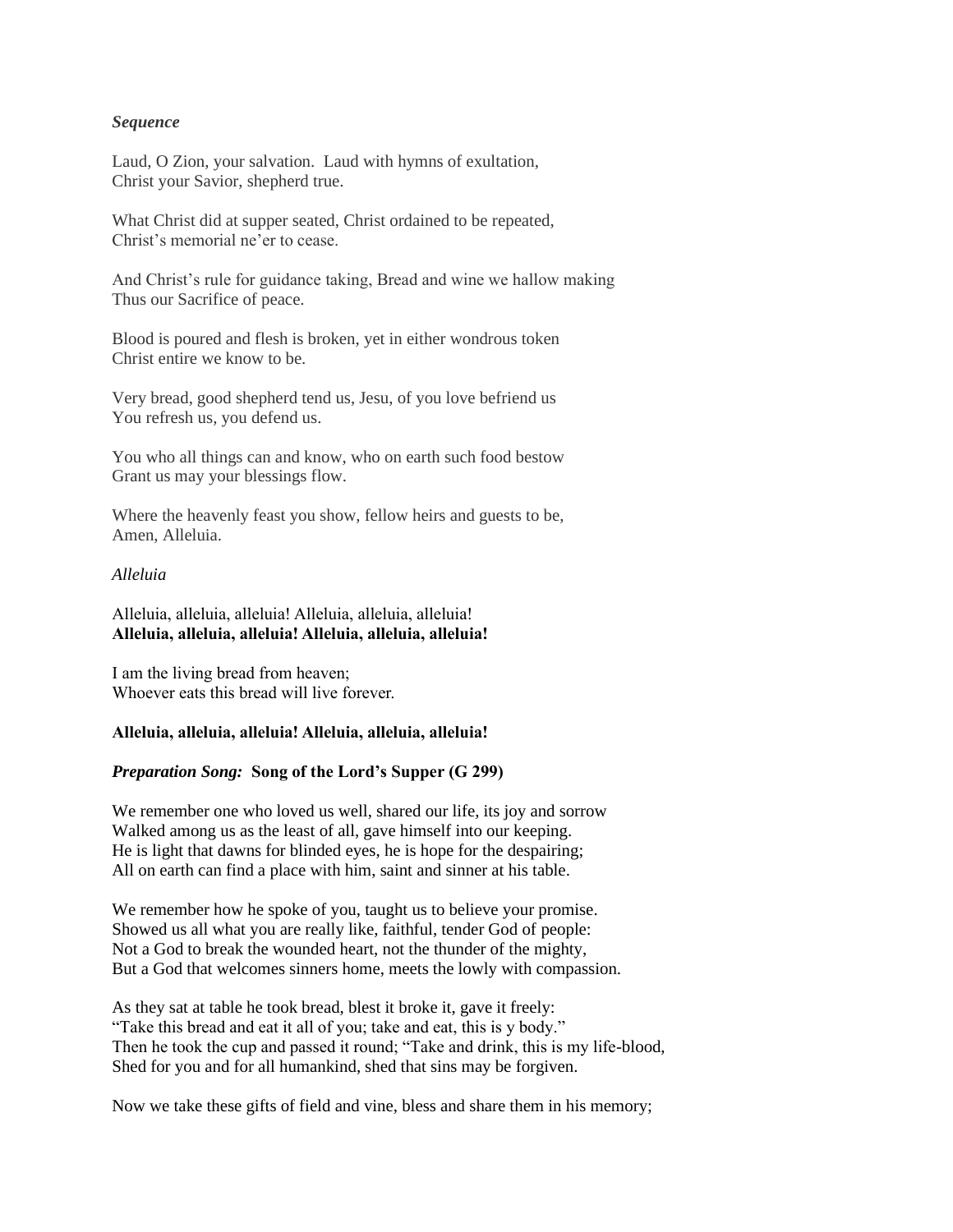***Sequence***

Laud, O Zion, your salvation. Laud with hymns of exultation,
Christ your Savior, shepherd true.

What Christ did at supper seated, Christ ordained to be repeated,
Christ's memorial ne'er to cease.

And Christ's rule for guidance taking, Bread and wine we hallow making
Thus our Sacrifice of peace.

Blood is poured and flesh is broken, yet in either wondrous token
Christ entire we know to be.

Very bread, good shepherd tend us, Jesu, of you love befriend us
You refresh us, you defend us.

You who all things can and know, who on earth such food bestow
Grant us may your blessings flow.

Where the heavenly feast you show, fellow heirs and guests to be,
Amen, Alleluia.

*Alleluia*

Alleluia, alleluia, alleluia! Alleluia, alleluia, alleluia!
**Alleluia, alleluia, alleluia! Alleluia, alleluia, alleluia!**

I am the living bread from heaven;
Whoever eats this bread will live forever.

**Alleluia, alleluia, alleluia! Alleluia, alleluia, alleluia!**

***Preparation Song:*** **Song of the Lord's Supper (G 299)**

We remember one who loved us well, shared our life, its joy and sorrow
Walked among us as the least of all, gave himself into our keeping.
He is light that dawns for blinded eyes, he is hope for the despairing;
All on earth can find a place with him, saint and sinner at his table.

We remember how he spoke of you, taught us to believe your promise.
Showed us all what you are really like, faithful, tender God of people:
Not a God to break the wounded heart, not the thunder of the mighty,
But a God that welcomes sinners home, meets the lowly with compassion.

As they sat at table he took bread, blest it broke it, gave it freely:
"Take this bread and eat it all of you; take and eat, this is y body."
Then he took the cup and passed it round; "Take and drink, this is my life-blood,
Shed for you and for all humankind, shed that sins may be forgiven.

Now we take these gifts of field and vine, bless and share them in his memory;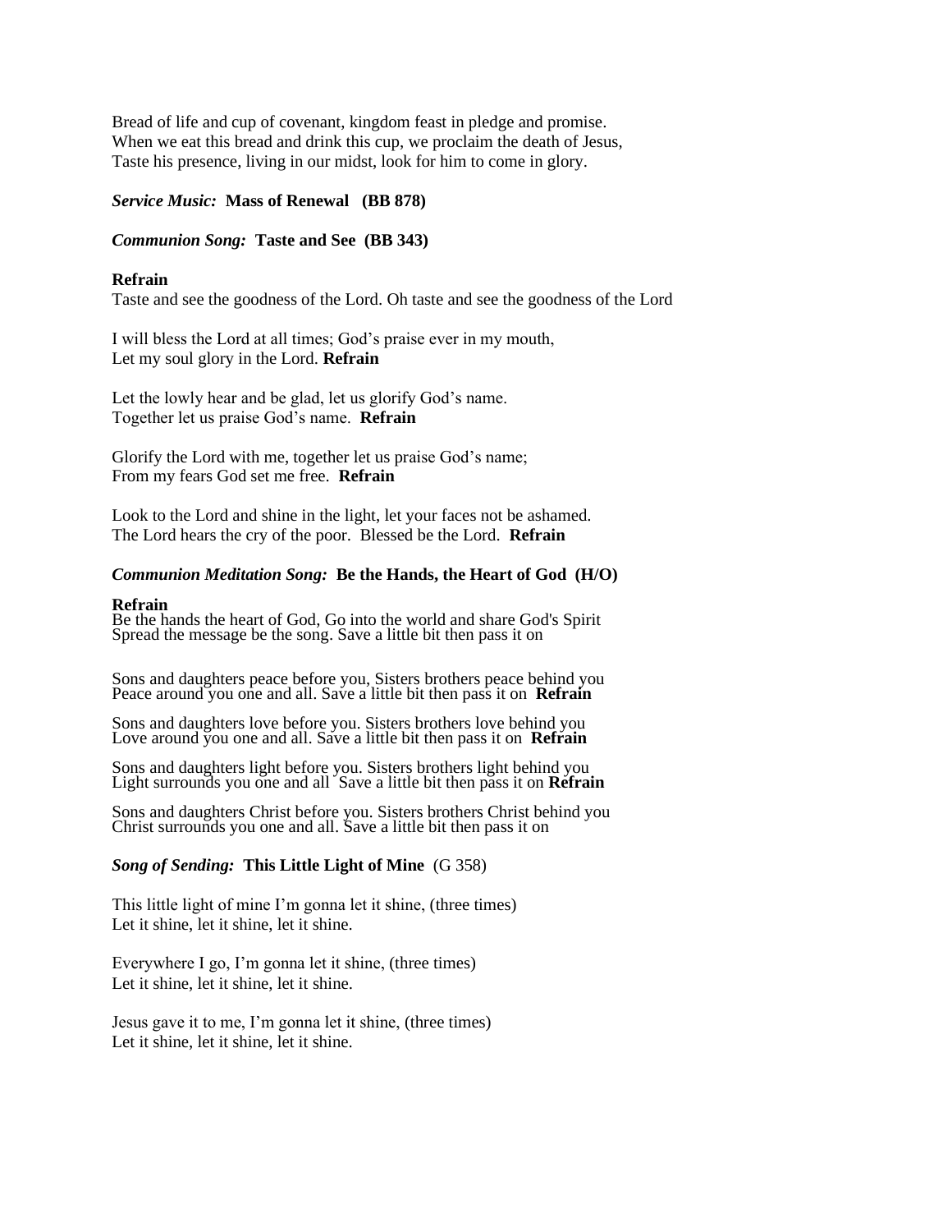Bread of life and cup of covenant, kingdom feast in pledge and promise.
When we eat this bread and drink this cup, we proclaim the death of Jesus,
Taste his presence, living in our midst, look for him to come in glory.

***Service Music:*** **Mass of Renewal (BB 878)**

***Communion Song:*** **Taste and See (BB 343)**

**Refrain**
Taste and see the goodness of the Lord. Oh taste and see the goodness of the Lord

I will bless the Lord at all times; God's praise ever in my mouth,
Let my soul glory in the Lord. **Refrain**

Let the lowly hear and be glad, let us glorify God's name.
Together let us praise God's name. **Refrain**

Glorify the Lord with me, together let us praise God's name;
From my fears God set me free. **Refrain**

Look to the Lord and shine in the light, let your faces not be ashamed.
The Lord hears the cry of the poor. Blessed be the Lord. **Refrain**

***Communion Meditation Song:*** **Be the Hands, the Heart of God (H/O)**

**Refrain**
Be the hands the heart of God, Go into the world and share God's Spirit
Spread the message be the song. Save a little bit then pass it on

Sons and daughters peace before you, Sisters brothers peace behind you
Peace around you one and all. Save a little bit then pass it on **Refrain**

Sons and daughters love before you. Sisters brothers love behind you
Love around you one and all. Save a little bit then pass it on **Refrain**

Sons and daughters light before you. Sisters brothers light behind you
Light surrounds you one and all Save a little bit then pass it on **Refrain**

Sons and daughters Christ before you. Sisters brothers Christ behind you
Christ surrounds you one and all. Save a little bit then pass it on

***Song of Sending:*** **This Little Light of Mine** (G 358)

This little light of mine I'm gonna let it shine, (three times)
Let it shine, let it shine, let it shine.

Everywhere I go, I'm gonna let it shine, (three times)
Let it shine, let it shine, let it shine.

Jesus gave it to me, I'm gonna let it shine, (three times)
Let it shine, let it shine, let it shine.